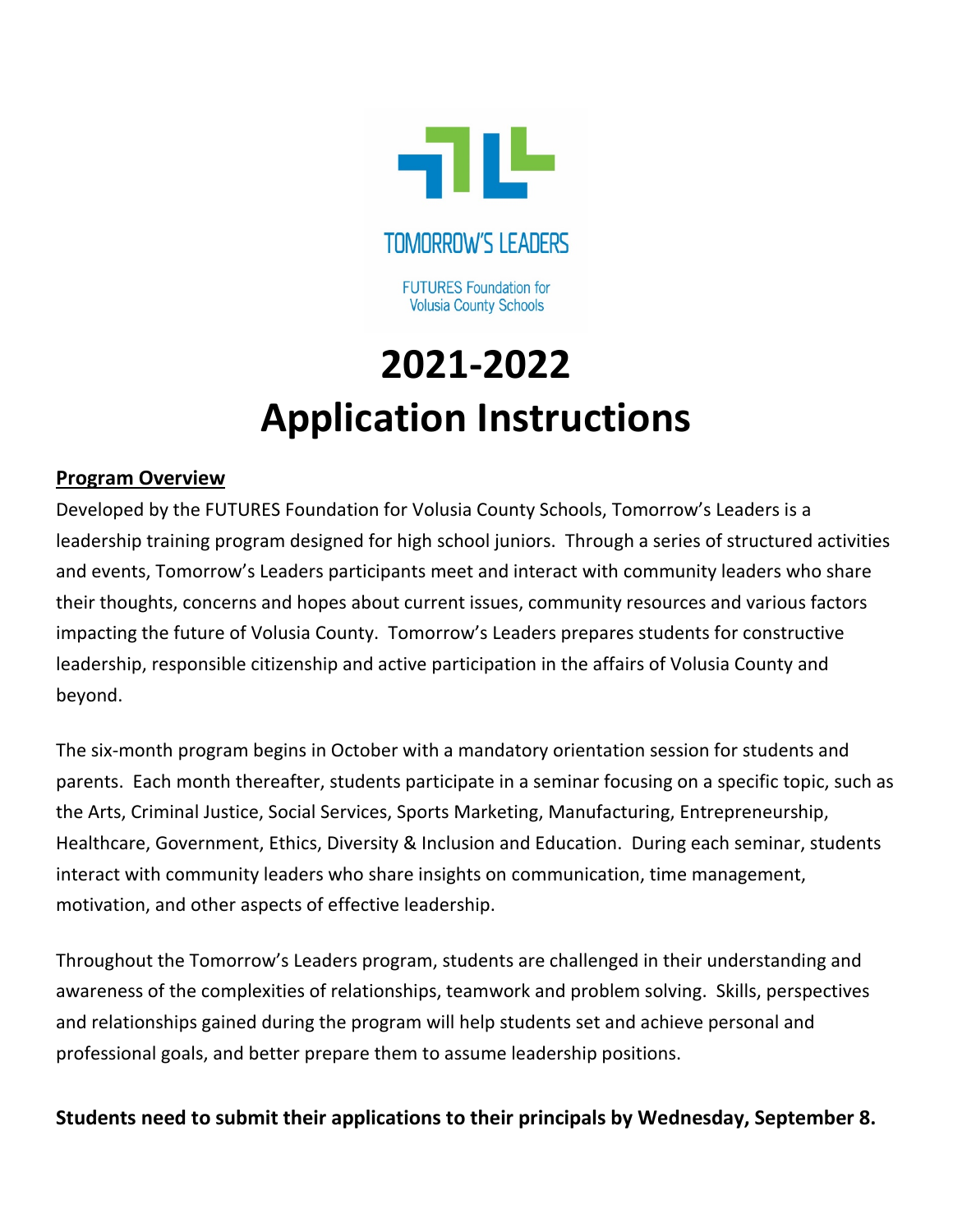TOMORROW'S LEADERS

FUTURES Foundation for Volusia County Schools

# 2021-2022
# Application Instructions

**Program Overview**

Developed by the FUTURES Foundation for Volusia County Schools, Tomorrow's Leaders is a leadership training program designed for high school juniors. Through a series of structured activities and events, Tomorrow's Leaders participants meet and interact with community leaders who share their thoughts, concerns and hopes about current issues, community resources and various factors impacting the future of Volusia County. Tomorrow's Leaders prepares students for constructive leadership, responsible citizenship and active participation in the affairs of Volusia County and beyond.

The six-month program begins in October with a mandatory orientation session for students and parents. Each month thereafter, students participate in a seminar focusing on a specific topic, such as the Arts, Criminal Justice, Social Services, Sports Marketing, Manufacturing, Entrepreneurship, Healthcare, Government, Ethics, Diversity & Inclusion and Education. During each seminar, students interact with community leaders who share insights on communication, time management, motivation, and other aspects of effective leadership.

Throughout the Tomorrow's Leaders program, students are challenged in their understanding and awareness of the complexities of relationships, teamwork and problem solving. Skills, perspectives and relationships gained during the program will help students set and achieve personal and professional goals, and better prepare them to assume leadership positions.

**Students need to submit their applications to their principals by Wednesday, September 8.**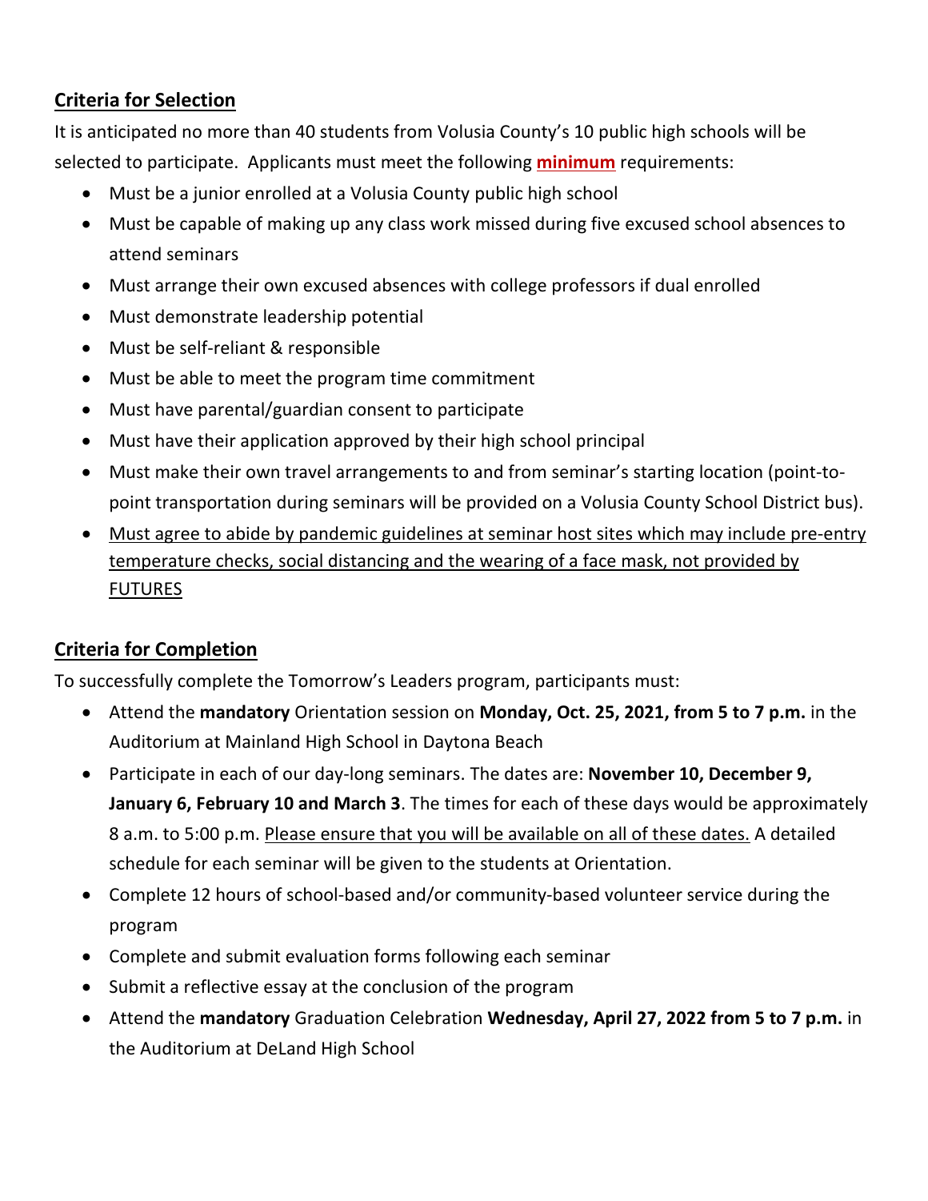## Criteria for Selection

It is anticipated no more than 40 students from Volusia County's 10 public high schools will be selected to participate. Applicants must meet the following **minimum** requirements:

- Must be a junior enrolled at a Volusia County public high school
- Must be capable of making up any class work missed during five excused school absences to attend seminars
- Must arrange their own excused absences with college professors if dual enrolled
- Must demonstrate leadership potential
- Must be self-reliant & responsible
- Must be able to meet the program time commitment
- Must have parental/guardian consent to participate
- Must have their application approved by their high school principal
- Must make their own travel arrangements to and from seminar's starting location (point-to-point transportation during seminars will be provided on a Volusia County School District bus).
- Must agree to abide by pandemic guidelines at seminar host sites which may include pre-entry temperature checks, social distancing and the wearing of a face mask, not provided by FUTURES

## Criteria for Completion

To successfully complete the Tomorrow's Leaders program, participants must:

- Attend the **mandatory** Orientation session on **Monday, Oct. 25, 2021, from 5 to 7 p.m.** in the Auditorium at Mainland High School in Daytona Beach
- Participate in each of our day-long seminars. The dates are: **November 10, December 9, January 6, February 10 and March 3**. The times for each of these days would be approximately 8 a.m. to 5:00 p.m. Please ensure that you will be available on all of these dates. A detailed schedule for each seminar will be given to the students at Orientation.
- Complete 12 hours of school-based and/or community-based volunteer service during the program
- Complete and submit evaluation forms following each seminar
- Submit a reflective essay at the conclusion of the program
- Attend the **mandatory** Graduation Celebration **Wednesday, April 27, 2022 from 5 to 7 p.m.** in the Auditorium at DeLand High School